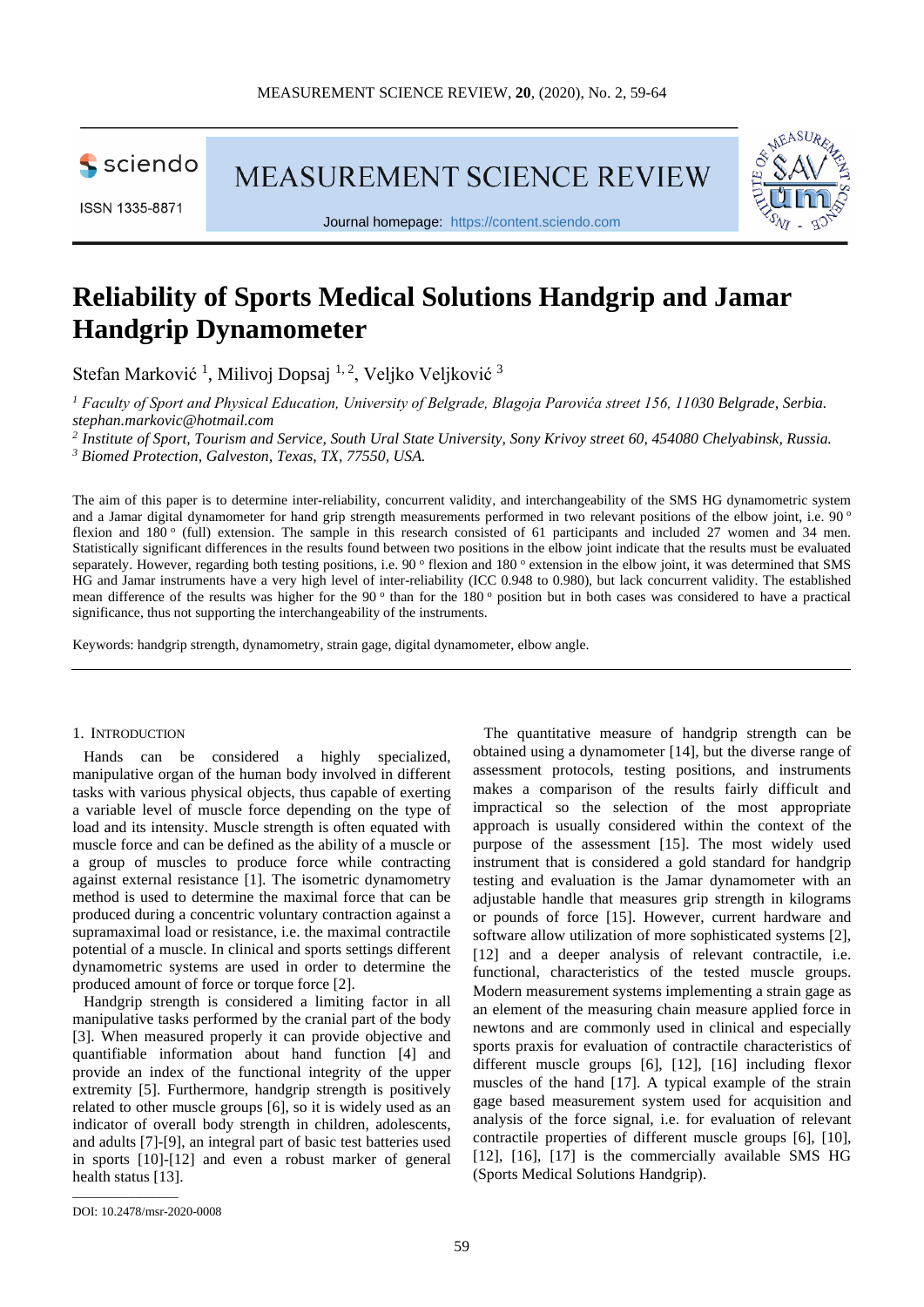# Reliability of Sports Medical Solutions Handgrip and Jamar Handgrip Dynamometer

Stefan Marković [1], Milivoj Dopsaj [1, 2], Veljko Veljković [3]

[1] *Faculty of Sport and Physical Education, University of Belgrade, Blagoja Parovića street 156, 11030 Belgrade, Serbia. stephan.markovic@hotmail.com*

[2] *Institute of Sport, Tourism and Service, South Ural State University, Sony Krivoy street 60, 454080 Chelyabinsk, Russia.*

[3] *Biomed Protection, Galveston, Texas, TX, 77550, USA.*

The aim of this paper is to determine inter-reliability, concurrent validity, and interchangeability of the SMS HG dynamometric system and a Jamar digital dynamometer for hand grip strength measurements performed in two relevant positions of the elbow joint, i.e. 90 ° flexion and 180 ° (full) extension. The sample in this research consisted of 61 participants and included 27 women and 34 men. Statistically significant differences in the results found between two positions in the elbow joint indicate that the results must be evaluated separately. However, regarding both testing positions, i.e. 90 ° flexion and 180 ° extension in the elbow joint, it was determined that SMS HG and Jamar instruments have a very high level of inter-reliability (ICC 0.948 to 0.980), but lack concurrent validity. The established mean difference of the results was higher for the 90 ° than for the 180 ° position but in both cases was considered to have a practical significance, thus not supporting the interchangeability of the instruments.

Keywords: handgrip strength, dynamometry, strain gage, digital dynamometer, elbow angle.

## 1. Introduction

Hands can be considered a highly specialized, manipulative organ of the human body involved in different tasks with various physical objects, thus capable of exerting a variable level of muscle force depending on the type of load and its intensity. Muscle strength is often equated with muscle force and can be defined as the ability of a muscle or a group of muscles to produce force while contracting against external resistance [1]. The isometric dynamometry method is used to determine the maximal force that can be produced during a concentric voluntary contraction against a supramaximal load or resistance, i.e. the maximal contractile potential of a muscle. In clinical and sports settings different dynamometric systems are used in order to determine the produced amount of force or torque force [2].

Handgrip strength is considered a limiting factor in all manipulative tasks performed by the cranial part of the body [3]. When measured properly it can provide objective and quantifiable information about hand function [4] and provide an index of the functional integrity of the upper extremity [5]. Furthermore, handgrip strength is positively related to other muscle groups [6], so it is widely used as an indicator of overall body strength in children, adolescents, and adults [7]-[9], an integral part of basic test batteries used in sports [10]-[12] and even a robust marker of general health status [13].

The quantitative measure of handgrip strength can be obtained using a dynamometer [14], but the diverse range of assessment protocols, testing positions, and instruments makes a comparison of the results fairly difficult and impractical so the selection of the most appropriate approach is usually considered within the context of the purpose of the assessment [15]. The most widely used instrument that is considered a gold standard for handgrip testing and evaluation is the Jamar dynamometer with an adjustable handle that measures grip strength in kilograms or pounds of force [15]. However, current hardware and software allow utilization of more sophisticated systems [2], [12] and a deeper analysis of relevant contractile, i.e. functional, characteristics of the tested muscle groups. Modern measurement systems implementing a strain gage as an element of the measuring chain measure applied force in newtons and are commonly used in clinical and especially sports praxis for evaluation of contractile characteristics of different muscle groups [6], [12], [16] including flexor muscles of the hand [17]. A typical example of the strain gage based measurement system used for acquisition and analysis of the force signal, i.e. for evaluation of relevant contractile properties of different muscle groups [6], [10], [12], [16], [17] is the commercially available SMS HG (Sports Medical Solutions Handgrip).

DOI: 10.2478/msr-2020-0008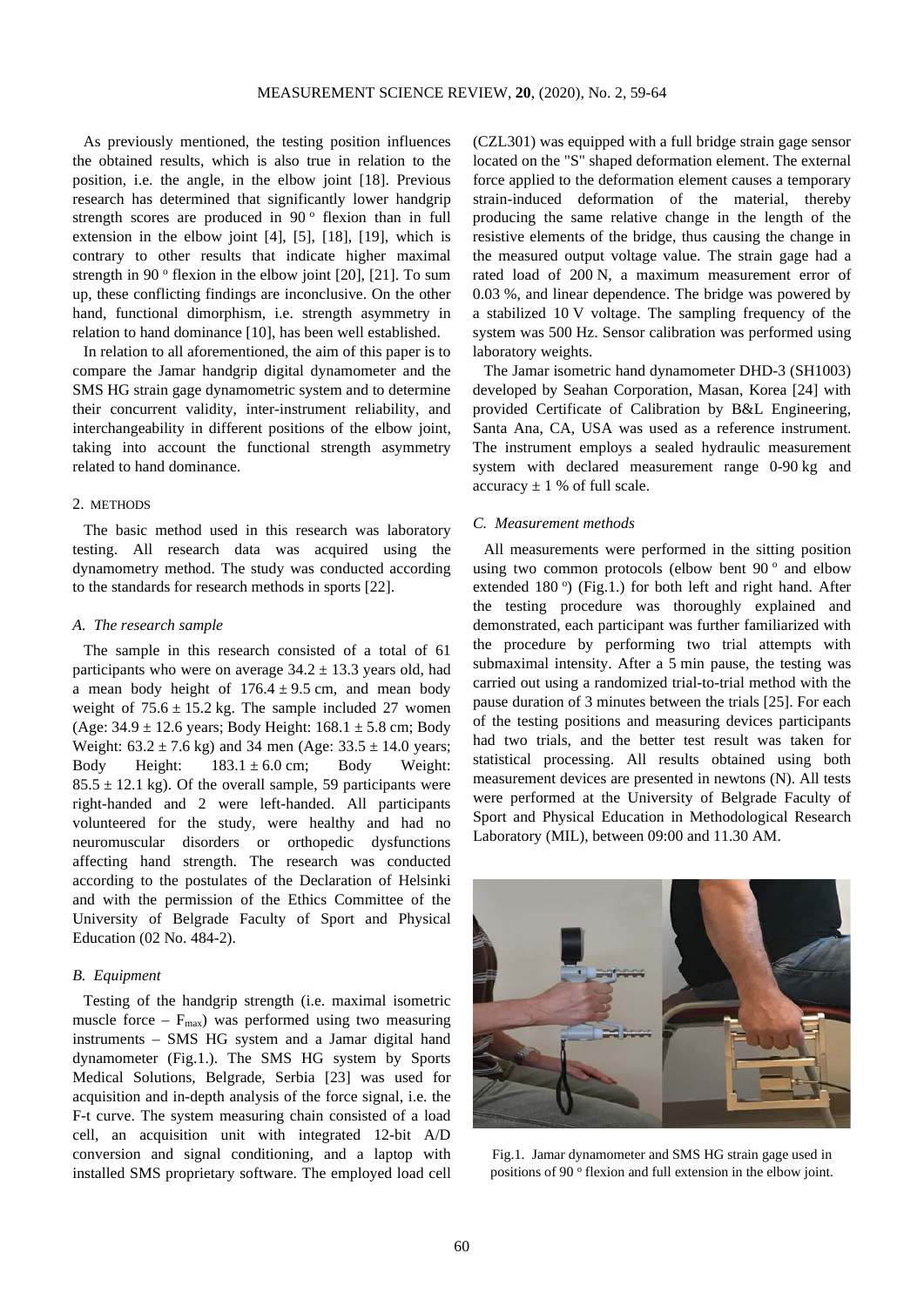As previously mentioned, the testing position influences the obtained results, which is also true in relation to the position, i.e. the angle, in the elbow joint [18]. Previous research has determined that significantly lower handgrip strength scores are produced in 90 ° flexion than in full extension in the elbow joint [4], [5], [18], [19], which is contrary to other results that indicate higher maximal strength in 90 ° flexion in the elbow joint [20], [21]. To sum up, these conflicting findings are inconclusive. On the other hand, functional dimorphism, i.e. strength asymmetry in relation to hand dominance [10], has been well established.

In relation to all aforementioned, the aim of this paper is to compare the Jamar handgrip digital dynamometer and the SMS HG strain gage dynamometric system and to determine their concurrent validity, inter-instrument reliability, and interchangeability in different positions of the elbow joint, taking into account the functional strength asymmetry related to hand dominance.

## 2. METHODS

The basic method used in this research was laboratory testing. All research data was acquired using the dynamometry method. The study was conducted according to the standards for research methods in sports [22].

### *A. The research sample*

The sample in this research consisted of a total of 61 participants who were on average 34.2 ± 13.3 years old, had a mean body height of 176.4 ± 9.5 cm, and mean body weight of 75.6 ± 15.2 kg. The sample included 27 women (Age: 34.9 ± 12.6 years; Body Height: 168.1 ± 5.8 cm; Body Weight: 63.2 ± 7.6 kg) and 34 men (Age: 33.5 ± 14.0 years; Body Height: 183.1 ± 6.0 cm; Body Weight: 85.5 ± 12.1 kg). Of the overall sample, 59 participants were right-handed and 2 were left-handed. All participants volunteered for the study, were healthy and had no neuromuscular disorders or orthopedic dysfunctions affecting hand strength. The research was conducted according to the postulates of the Declaration of Helsinki and with the permission of the Ethics Committee of the University of Belgrade Faculty of Sport and Physical Education (02 No. 484-2).

### *B. Equipment*

Testing of the handgrip strength (i.e. maximal isometric muscle force – $F_{max}$) was performed using two measuring instruments – SMS HG system and a Jamar digital hand dynamometer (Fig.1.). The SMS HG system by Sports Medical Solutions, Belgrade, Serbia [23] was used for acquisition and in-depth analysis of the force signal, i.e. the F-t curve. The system measuring chain consisted of a load cell, an acquisition unit with integrated 12-bit A/D conversion and signal conditioning, and a laptop with installed SMS proprietary software. The employed load cell (CZL301) was equipped with a full bridge strain gage sensor located on the "S" shaped deformation element. The external force applied to the deformation element causes a temporary strain-induced deformation of the material, thereby producing the same relative change in the length of the resistive elements of the bridge, thus causing the change in the measured output voltage value. The strain gage had a rated load of 200 N, a maximum measurement error of 0.03 %, and linear dependence. The bridge was powered by a stabilized 10 V voltage. The sampling frequency of the system was 500 Hz. Sensor calibration was performed using laboratory weights.

The Jamar isometric hand dynamometer DHD-3 (SH1003) developed by Seahan Corporation, Masan, Korea [24] with provided Certificate of Calibration by B&L Engineering, Santa Ana, CA, USA was used as a reference instrument. The instrument employs a sealed hydraulic measurement system with declared measurement range 0-90 kg and accuracy ± 1 % of full scale.

### *C. Measurement methods*

All measurements were performed in the sitting position using two common protocols (elbow bent 90 ° and elbow extended 180 °) (Fig.1.) for both left and right hand. After the testing procedure was thoroughly explained and demonstrated, each participant was further familiarized with the procedure by performing two trial attempts with submaximal intensity. After a 5 min pause, the testing was carried out using a randomized trial-to-trial method with the pause duration of 3 minutes between the trials [25]. For each of the testing positions and measuring devices participants had two trials, and the better test result was taken for statistical processing. All results obtained using both measurement devices are presented in newtons (N). All tests were performed at the University of Belgrade Faculty of Sport and Physical Education in Methodological Research Laboratory (MIL), between 09:00 and 11.30 AM.

Fig.1. Jamar dynamometer and SMS HG strain gage used in positions of 90 ° flexion and full extension in the elbow joint.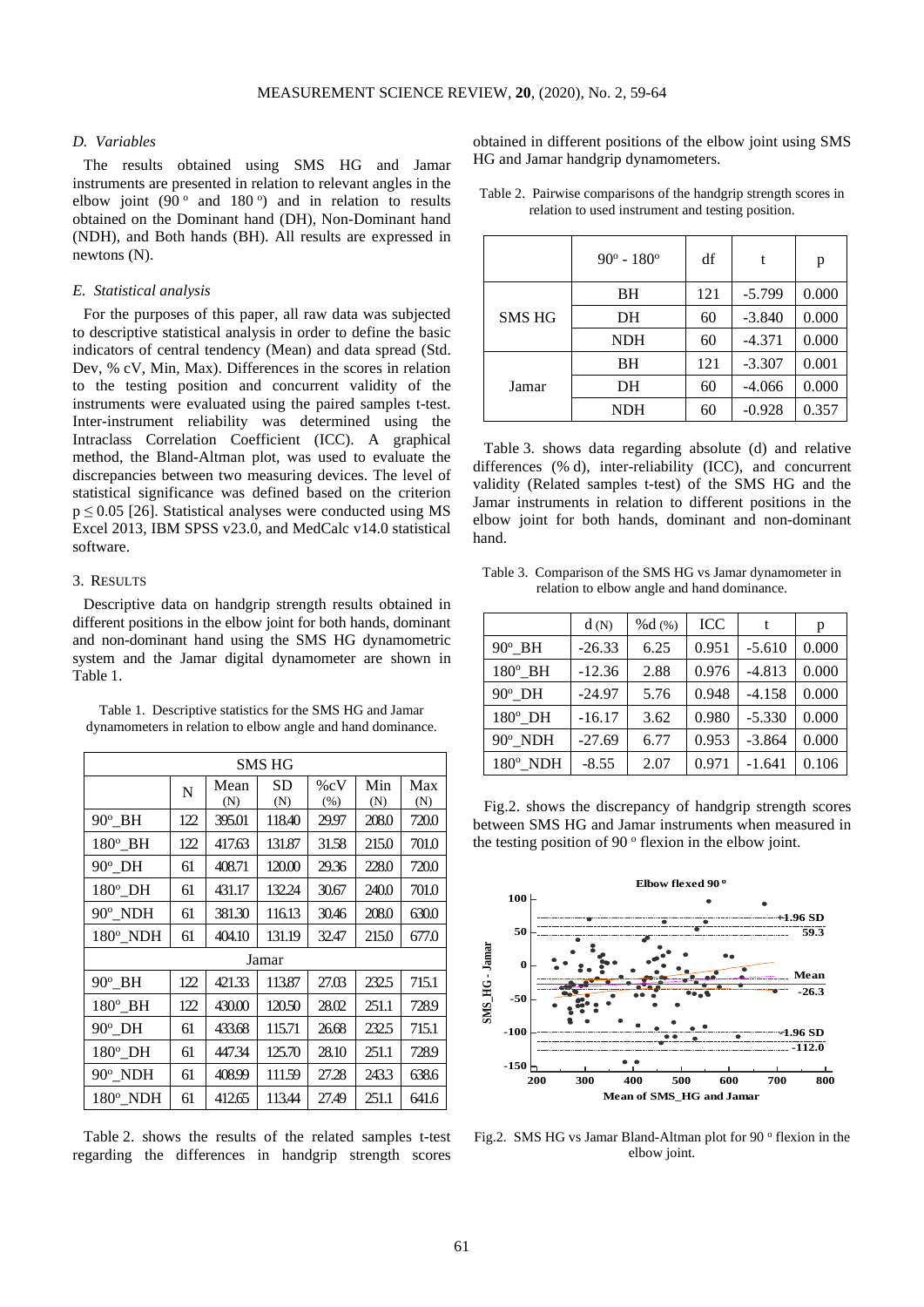### D. Variables

The results obtained using SMS HG and Jamar instruments are presented in relation to relevant angles in the elbow joint (90 ° and 180 °) and in relation to results obtained on the Dominant hand (DH), Non-Dominant hand (NDH), and Both hands (BH). All results are expressed in newtons (N).

### E. Statistical analysis

For the purposes of this paper, all raw data was subjected to descriptive statistical analysis in order to define the basic indicators of central tendency (Mean) and data spread (Std. Dev, % cV, Min, Max). Differences in the scores in relation to the testing position and concurrent validity of the instruments were evaluated using the paired samples t-test. Inter-instrument reliability was determined using the Intraclass Correlation Coefficient (ICC). A graphical method, the Bland-Altman plot, was used to evaluate the discrepancies between two measuring devices. The level of statistical significance was defined based on the criterion $p \leq 0.05$ [26]. Statistical analyses were conducted using MS Excel 2013, IBM SPSS v23.0, and MedCalc v14.0 statistical software.

## 3. Results

Descriptive data on handgrip strength results obtained in different positions in the elbow joint for both hands, dominant and non-dominant hand using the SMS HG dynamometric system and the Jamar digital dynamometer are shown in Table 1.

Table 1. Descriptive statistics for the SMS HG and Jamar dynamometers in relation to elbow angle and hand dominance.

| SMS HG | | | | | | |
|---|---|---|---|---|---|---|
| | N | Mean (N) | SD (N) | %cV (%) | Min (N) | Max (N) |
| 90°_BH | 122 | 395.01 | 118.40 | 29.97 | 208.0 | 720.0 |
| 180°_BH | 122 | 417.63 | 131.87 | 31.58 | 215.0 | 701.0 |
| 90°_DH | 61 | 408.71 | 120.00 | 29.36 | 228.0 | 720.0 |
| 180°_DH | 61 | 431.17 | 132.24 | 30.67 | 240.0 | 701.0 |
| 90°_NDH | 61 | 381.30 | 116.13 | 30.46 | 208.0 | 630.0 |
| 180°_NDH | 61 | 404.10 | 131.19 | 32.47 | 215.0 | 677.0 |
| Jamar | | | | | | |
| 90°_BH | 122 | 421.33 | 113.87 | 27.03 | 232.5 | 715.1 |
| 180°_BH | 122 | 430.00 | 120.50 | 28.02 | 251.1 | 728.9 |
| 90°_DH | 61 | 433.68 | 115.71 | 26.68 | 232.5 | 715.1 |
| 180°_DH | 61 | 447.34 | 125.70 | 28.10 | 251.1 | 728.9 |
| 90°_NDH | 61 | 408.99 | 111.59 | 27.28 | 243.3 | 638.6 |
| 180°_NDH | 61 | 412.65 | 113.44 | 27.49 | 251.1 | 641.6 |

Table 2. shows the results of the related samples t-test regarding the differences in handgrip strength scores obtained in different positions of the elbow joint using SMS HG and Jamar handgrip dynamometers.

Table 2. Pairwise comparisons of the handgrip strength scores in relation to used instrument and testing position.

| | 90° - 180° | df | t | p |
|---|---|---|---|---|
| SMS HG | BH | 121 | -5.799 | 0.000 |
| | DH | 60 | -3.840 | 0.000 |
| | NDH | 60 | -4.371 | 0.000 |
| Jamar | BH | 121 | -3.307 | 0.001 |
| | DH | 60 | -4.066 | 0.000 |
| | NDH | 60 | -0.928 | 0.357 |

Table 3. shows data regarding absolute (d) and relative differences (% d), inter-reliability (ICC), and concurrent validity (Related samples t-test) of the SMS HG and the Jamar instruments in relation to different positions in the elbow joint for both hands, dominant and non-dominant hand.

Table 3. Comparison of the SMS HG vs Jamar dynamometer in relation to elbow angle and hand dominance.

| | d (N) | %d (%) | ICC | t | p |
|---|---|---|---|---|---|
| 90°_BH | -26.33 | 6.25 | 0.951 | -5.610 | 0.000 |
| 180°_BH | -12.36 | 2.88 | 0.976 | -4.813 | 0.000 |
| 90°_DH | -24.97 | 5.76 | 0.948 | -4.158 | 0.000 |
| 180°_DH | -16.17 | 3.62 | 0.980 | -5.330 | 0.000 |
| 90°_NDH | -27.69 | 6.77 | 0.953 | -3.864 | 0.000 |
| 180°_NDH | -8.55 | 2.07 | 0.971 | -1.641 | 0.106 |

Fig.2. shows the discrepancy of handgrip strength scores between SMS HG and Jamar instruments when measured in the testing position of 90 ° flexion in the elbow joint.

Fig.2. SMS HG vs Jamar Bland-Altman plot for 90 ° flexion in the elbow joint.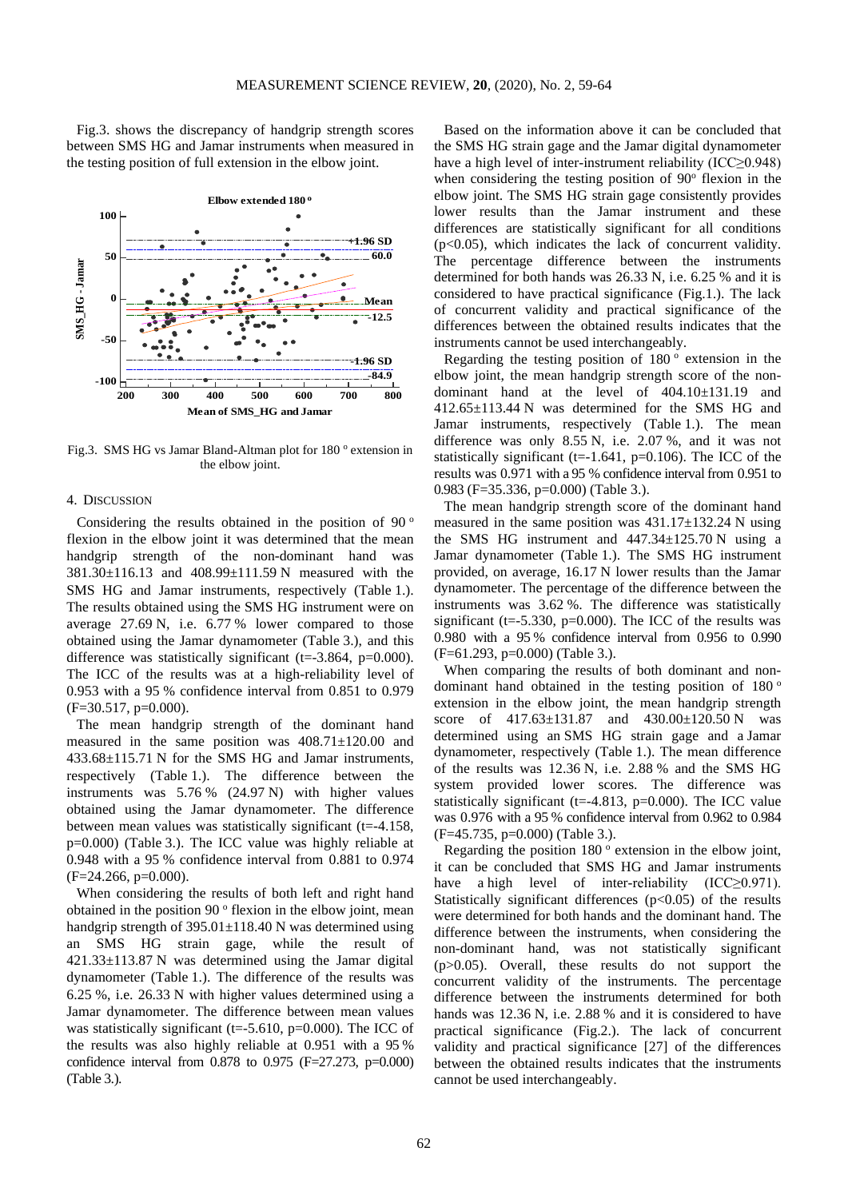Fig.3. shows the discrepancy of handgrip strength scores between SMS HG and Jamar instruments when measured in the testing position of full extension in the elbow joint.

Fig.3. SMS HG vs Jamar Bland-Altman plot for 180 ° extension in the elbow joint.

## 4. Discussion

Considering the results obtained in the position of 90 ° flexion in the elbow joint it was determined that the mean handgrip strength of the non-dominant hand was 381.30±116.13 and 408.99±111.59 N measured with the SMS HG and Jamar instruments, respectively (Table 1.). The results obtained using the SMS HG instrument were on average 27.69 N, i.e. 6.77 % lower compared to those obtained using the Jamar dynamometer (Table 3.), and this difference was statistically significant (t=-3.864, p=0.000). The ICC of the results was at a high-reliability level of 0.953 with a 95 % confidence interval from 0.851 to 0.979 (F=30.517, p=0.000).

The mean handgrip strength of the dominant hand measured in the same position was 408.71±120.00 and 433.68±115.71 N for the SMS HG and Jamar instruments, respectively (Table 1.). The difference between the instruments was 5.76 % (24.97 N) with higher values obtained using the Jamar dynamometer. The difference between mean values was statistically significant (t=-4.158, p=0.000) (Table 3.). The ICC value was highly reliable at 0.948 with a 95 % confidence interval from 0.881 to 0.974 (F=24.266, p=0.000).

When considering the results of both left and right hand obtained in the position 90 ° flexion in the elbow joint, mean handgrip strength of 395.01±118.40 N was determined using an SMS HG strain gage, while the result of 421.33±113.87 N was determined using the Jamar digital dynamometer (Table 1.). The difference of the results was 6.25 %, i.e. 26.33 N with higher values determined using a Jamar dynamometer. The difference between mean values was statistically significant (t=-5.610, p=0.000). The ICC of the results was also highly reliable at 0.951 with a 95 % confidence interval from 0.878 to 0.975 (F=27.273, p=0.000) (Table 3.).

Based on the information above it can be concluded that the SMS HG strain gage and the Jamar digital dynamometer have a high level of inter-instrument reliability (ICC≥0.948) when considering the testing position of 90° flexion in the elbow joint. The SMS HG strain gage consistently provides lower results than the Jamar instrument and these differences are statistically significant for all conditions (p<0.05), which indicates the lack of concurrent validity. The percentage difference between the instruments determined for both hands was 26.33 N, i.e. 6.25 % and it is considered to have practical significance (Fig.1.). The lack of concurrent validity and practical significance of the differences between the obtained results indicates that the instruments cannot be used interchangeably.

Regarding the testing position of 180 ° extension in the elbow joint, the mean handgrip strength score of the non-dominant hand at the level of 404.10±131.19 and 412.65±113.44 N was determined for the SMS HG and Jamar instruments, respectively (Table 1.). The mean difference was only 8.55 N, i.e. 2.07 %, and it was not statistically significant (t=-1.641, p=0.106). The ICC of the results was 0.971 with a 95 % confidence interval from 0.951 to 0.983 (F=35.336, p=0.000) (Table 3.).

The mean handgrip strength score of the dominant hand measured in the same position was 431.17±132.24 N using the SMS HG instrument and 447.34±125.70 N using a Jamar dynamometer (Table 1.). The SMS HG instrument provided, on average, 16.17 N lower results than the Jamar dynamometer. The percentage of the difference between the instruments was 3.62 %. The difference was statistically significant (t=-5.330, p=0.000). The ICC of the results was 0.980 with a 95 % confidence interval from 0.956 to 0.990 (F=61.293, p=0.000) (Table 3.).

When comparing the results of both dominant and non-dominant hand obtained in the testing position of 180 ° extension in the elbow joint, the mean handgrip strength score of 417.63±131.87 and 430.00±120.50 N was determined using an SMS HG strain gage and a Jamar dynamometer, respectively (Table 1.). The mean difference of the results was 12.36 N, i.e. 2.88 % and the SMS HG system provided lower scores. The difference was statistically significant (t=-4.813, p=0.000). The ICC value was 0.976 with a 95 % confidence interval from 0.962 to 0.984 (F=45.735, p=0.000) (Table 3.).

Regarding the position 180 ° extension in the elbow joint, it can be concluded that SMS HG and Jamar instruments have a high level of inter-reliability (ICC≥0.971). Statistically significant differences (p<0.05) of the results were determined for both hands and the dominant hand. The difference between the instruments, when considering the non-dominant hand, was not statistically significant (p>0.05). Overall, these results do not support the concurrent validity of the instruments. The percentage difference between the instruments determined for both hands was 12.36 N, i.e. 2.88 % and it is considered to have practical significance (Fig.2.). The lack of concurrent validity and practical significance [27] of the differences between the obtained results indicates that the instruments cannot be used interchangeably.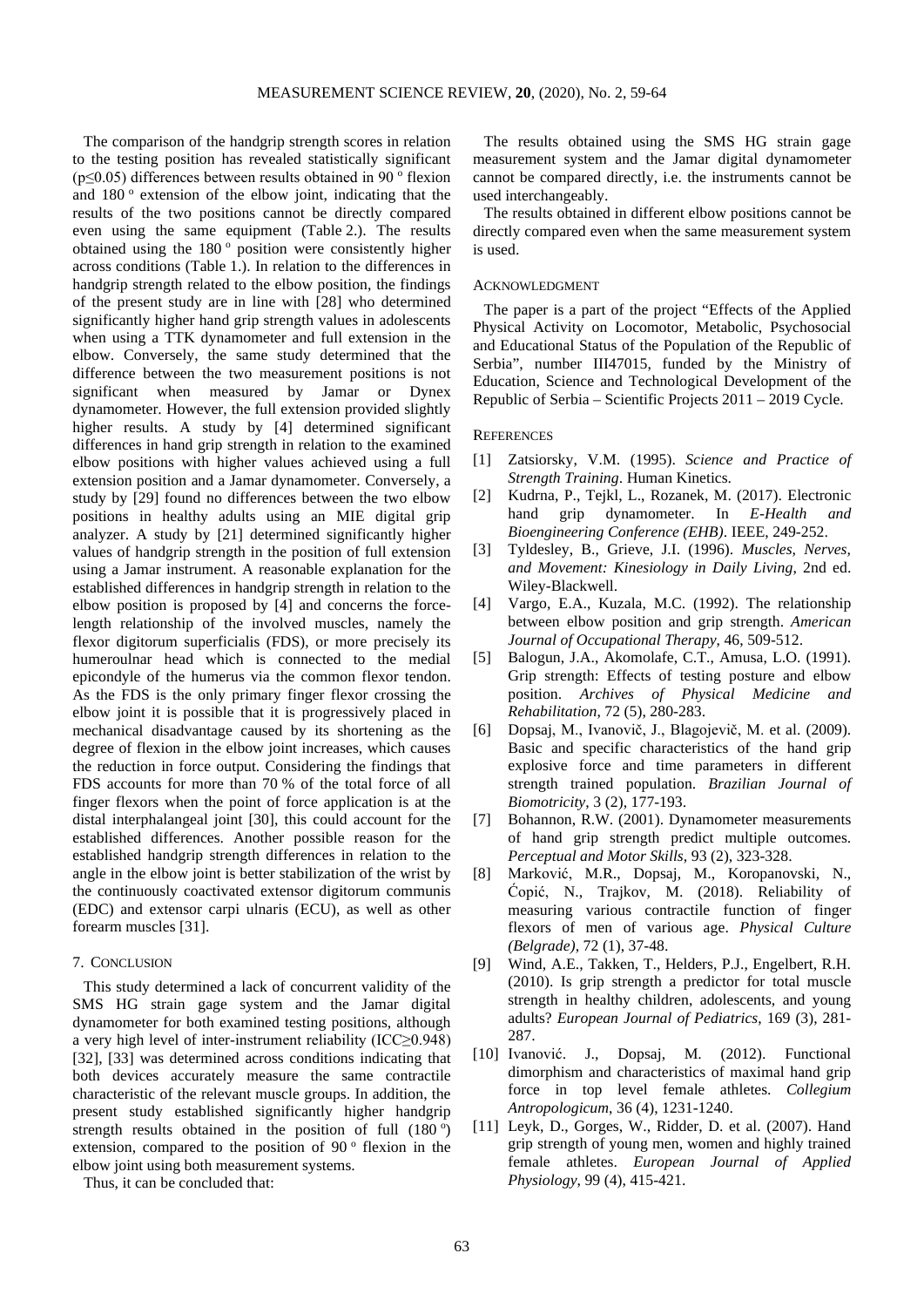The comparison of the handgrip strength scores in relation to the testing position has revealed statistically significant ($p \leq 0.05$) differences between results obtained in 90 ° flexion and 180 ° extension of the elbow joint, indicating that the results of the two positions cannot be directly compared even using the same equipment (Table 2.). The results obtained using the 180 ° position were consistently higher across conditions (Table 1.). In relation to the differences in handgrip strength related to the elbow position, the findings of the present study are in line with [28] who determined significantly higher hand grip strength values in adolescents when using a TTK dynamometer and full extension in the elbow. Conversely, the same study determined that the difference between the two measurement positions is not significant when measured by Jamar or Dynex dynamometer. However, the full extension provided slightly higher results. A study by [4] determined significant differences in hand grip strength in relation to the examined elbow positions with higher values achieved using a full extension position and a Jamar dynamometer. Conversely, a study by [29] found no differences between the two elbow positions in healthy adults using an MIE digital grip analyzer. A study by [21] determined significantly higher values of handgrip strength in the position of full extension using a Jamar instrument. A reasonable explanation for the established differences in handgrip strength in relation to the elbow position is proposed by [4] and concerns the force-length relationship of the involved muscles, namely the flexor digitorum superficialis (FDS), or more precisely its humeroulnar head which is connected to the medial epicondyle of the humerus via the common flexor tendon. As the FDS is the only primary finger flexor crossing the elbow joint it is possible that it is progressively placed in mechanical disadvantage caused by its shortening as the degree of flexion in the elbow joint increases, which causes the reduction in force output. Considering the findings that FDS accounts for more than 70 % of the total force of all finger flexors when the point of force application is at the distal interphalangeal joint [30], this could account for the established differences. Another possible reason for the established handgrip strength differences in relation to the angle in the elbow joint is better stabilization of the wrist by the continuously coactivated extensor digitorum communis (EDC) and extensor carpi ulnaris (ECU), as well as other forearm muscles [31].

## 7. Conclusion

This study determined a lack of concurrent validity of the SMS HG strain gage system and the Jamar digital dynamometer for both examined testing positions, although a very high level of inter-instrument reliability ($ICC \geq 0.948$) [32], [33] was determined across conditions indicating that both devices accurately measure the same contractile characteristic of the relevant muscle groups. In addition, the present study established significantly higher handgrip strength results obtained in the position of full (180 °) extension, compared to the position of 90 ° flexion in the elbow joint using both measurement systems.

Thus, it can be concluded that:

The results obtained using the SMS HG strain gage measurement system and the Jamar digital dynamometer cannot be compared directly, i.e. the instruments cannot be used interchangeably.

The results obtained in different elbow positions cannot be directly compared even when the same measurement system is used.

## Acknowledgment

The paper is a part of the project "Effects of the Applied Physical Activity on Locomotor, Metabolic, Psychosocial and Educational Status of the Population of the Republic of Serbia", number III47015, funded by the Ministry of Education, Science and Technological Development of the Republic of Serbia – Scientific Projects 2011 – 2019 Cycle.

## References

[1] Zatsiorsky, V.M. (1995). *Science and Practice of Strength Training*. Human Kinetics.

[2] Kudrna, P., Tejkl, L., Rozanek, M. (2017). Electronic hand grip dynamometer. In *E-Health and Bioengineering Conference (EHB)*. IEEE, 249-252.

[3] Tyldesley, B., Grieve, J.I. (1996). *Muscles, Nerves, and Movement: Kinesiology in Daily Living*, 2nd ed. Wiley-Blackwell.

[4] Vargo, E.A., Kuzala, M.C. (1992). The relationship between elbow position and grip strength. *American Journal of Occupational Therapy*, 46, 509-512.

[5] Balogun, J.A., Akomolafe, C.T., Amusa, L.O. (1991). Grip strength: Effects of testing posture and elbow position. *Archives of Physical Medicine and Rehabilitation*, 72 (5), 280-283.

[6] Dopsaj, M., Ivanovič, J., Blagojevič, M. et al. (2009). Basic and specific characteristics of the hand grip explosive force and time parameters in different strength trained population. *Brazilian Journal of Biomotricity*, 3 (2), 177-193.

[7] Bohannon, R.W. (2001). Dynamometer measurements of hand grip strength predict multiple outcomes. *Perceptual and Motor Skills*, 93 (2), 323-328.

[8] Marković, M.R., Dopsaj, M., Koropanovski, N., Ćopić, N., Trajkov, M. (2018). Reliability of measuring various contractile function of finger flexors of men of various age. *Physical Culture (Belgrade)*, 72 (1), 37-48.

[9] Wind, A.E., Takken, T., Helders, P.J., Engelbert, R.H. (2010). Is grip strength a predictor for total muscle strength in healthy children, adolescents, and young adults? *European Journal of Pediatrics*, 169 (3), 281-287.

[10] Ivanović. J., Dopsaj, M. (2012). Functional dimorphism and characteristics of maximal hand grip force in top level female athletes. *Collegium Antropologicum*, 36 (4), 1231-1240.

[11] Leyk, D., Gorges, W., Ridder, D. et al. (2007). Hand grip strength of young men, women and highly trained female athletes. *European Journal of Applied Physiology*, 99 (4), 415-421.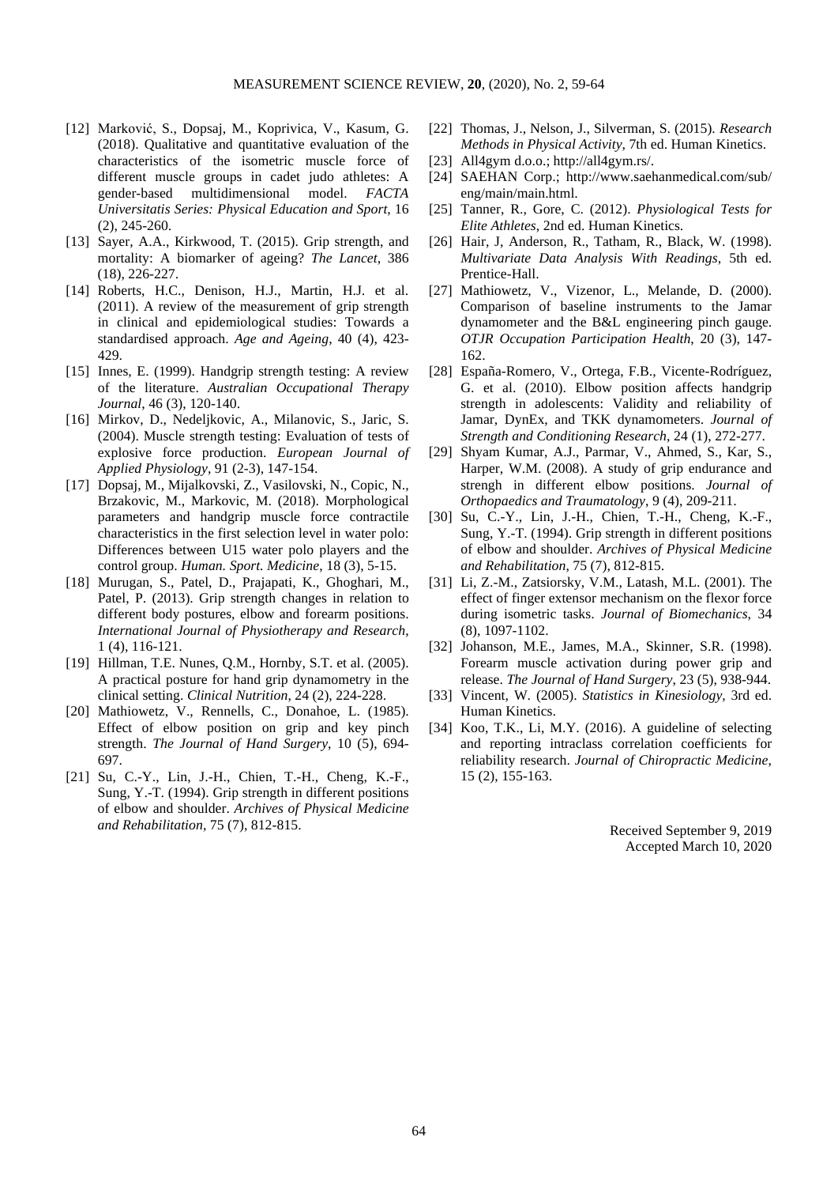[12] Marković, S., Dopsaj, M., Koprivica, V., Kasum, G. (2018). Qualitative and quantitative evaluation of the characteristics of the isometric muscle force of different muscle groups in cadet judo athletes: A gender-based multidimensional model. *FACTA Universitatis Series: Physical Education and Sport*, 16 (2), 245-260.

[13] Sayer, A.A., Kirkwood, T. (2015). Grip strength, and mortality: A biomarker of ageing? *The Lancet*, 386 (18), 226-227.

[14] Roberts, H.C., Denison, H.J., Martin, H.J. et al. (2011). A review of the measurement of grip strength in clinical and epidemiological studies: Towards a standardised approach. *Age and Ageing*, 40 (4), 423-429.

[15] Innes, E. (1999). Handgrip strength testing: A review of the literature. *Australian Occupational Therapy Journal*, 46 (3), 120-140.

[16] Mirkov, D., Nedeljkovic, A., Milanovic, S., Jaric, S. (2004). Muscle strength testing: Evaluation of tests of explosive force production. *European Journal of Applied Physiology*, 91 (2-3), 147-154.

[17] Dopsaj, M., Mijalkovski, Z., Vasilovski, N., Copic, N., Brzakovic, M., Markovic, M. (2018). Morphological parameters and handgrip muscle force contractile characteristics in the first selection level in water polo: Differences between U15 water polo players and the control group. *Human. Sport. Medicine*, 18 (3), 5-15.

[18] Murugan, S., Patel, D., Prajapati, K., Ghoghari, M., Patel, P. (2013). Grip strength changes in relation to different body postures, elbow and forearm positions. *International Journal of Physiotherapy and Research*, 1 (4), 116-121.

[19] Hillman, T.E. Nunes, Q.M., Hornby, S.T. et al. (2005). A practical posture for hand grip dynamometry in the clinical setting. *Clinical Nutrition*, 24 (2), 224-228.

[20] Mathiowetz, V., Rennells, C., Donahoe, L. (1985). Effect of elbow position on grip and key pinch strength. *The Journal of Hand Surgery*, 10 (5), 694-697.

[21] Su, C.-Y., Lin, J.-H., Chien, T.-H., Cheng, K.-F., Sung, Y.-T. (1994). Grip strength in different positions of elbow and shoulder. *Archives of Physical Medicine and Rehabilitation*, 75 (7), 812-815.

[22] Thomas, J., Nelson, J., Silverman, S. (2015). *Research Methods in Physical Activity*, 7th ed. Human Kinetics.

[23] All4gym d.o.o.; http://all4gym.rs/.

[24] SAEHAN Corp.; http://www.saehanmedical.com/sub/eng/main/main.html.

[25] Tanner, R., Gore, C. (2012). *Physiological Tests for Elite Athletes*, 2nd ed. Human Kinetics.

[26] Hair, J, Anderson, R., Tatham, R., Black, W. (1998). *Multivariate Data Analysis With Readings*, 5th ed. Prentice-Hall.

[27] Mathiowetz, V., Vizenor, L., Melande, D. (2000). Comparison of baseline instruments to the Jamar dynamometer and the B&L engineering pinch gauge. *OTJR Occupation Participation Health*, 20 (3), 147-162.

[28] España-Romero, V., Ortega, F.B., Vicente-Rodríguez, G. et al. (2010). Elbow position affects handgrip strength in adolescents: Validity and reliability of Jamar, DynEx, and TKK dynamometers. *Journal of Strength and Conditioning Research*, 24 (1), 272-277.

[29] Shyam Kumar, A.J., Parmar, V., Ahmed, S., Kar, S., Harper, W.M. (2008). A study of grip endurance and strengh in different elbow positions. *Journal of Orthopaedics and Traumatology*, 9 (4), 209-211.

[30] Su, C.-Y., Lin, J.-H., Chien, T.-H., Cheng, K.-F., Sung, Y.-T. (1994). Grip strength in different positions of elbow and shoulder. *Archives of Physical Medicine and Rehabilitation*, 75 (7), 812-815.

[31] Li, Z.-M., Zatsiorsky, V.M., Latash, M.L. (2001). The effect of finger extensor mechanism on the flexor force during isometric tasks. *Journal of Biomechanics*, 34 (8), 1097-1102.

[32] Johanson, M.E., James, M.A., Skinner, S.R. (1998). Forearm muscle activation during power grip and release. *The Journal of Hand Surgery*, 23 (5), 938-944.

[33] Vincent, W. (2005). *Statistics in Kinesiology*, 3rd ed. Human Kinetics.

[34] Koo, T.K., Li, M.Y. (2016). A guideline of selecting and reporting intraclass correlation coefficients for reliability research. *Journal of Chiropractic Medicine*, 15 (2), 155-163.

Received September 9, 2019
Accepted March 10, 2020